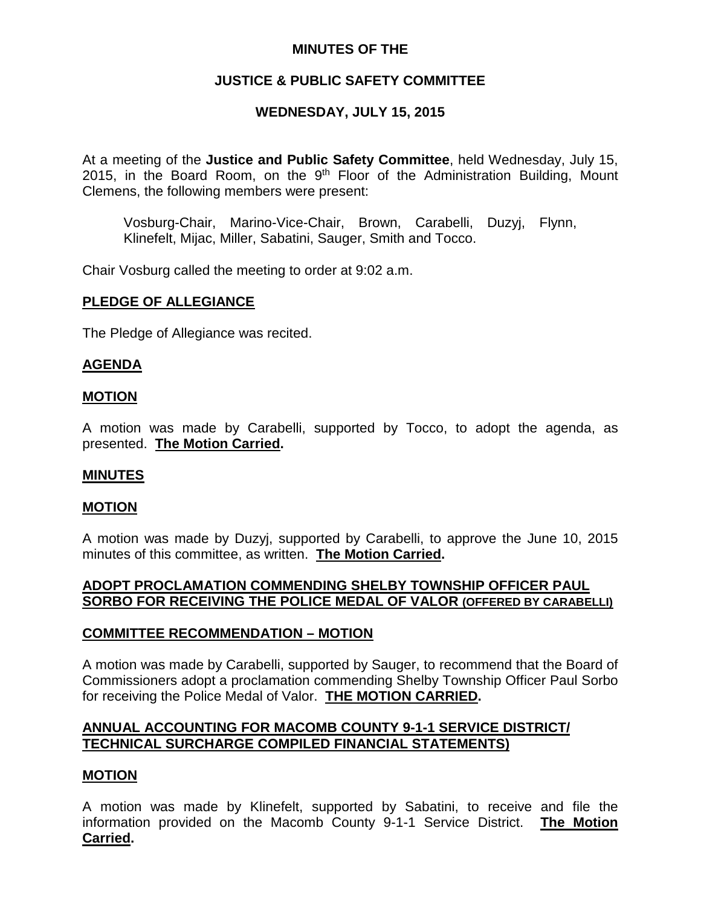**MINUTES OF THE**

**JUSTICE & PUBLIC SAFETY COMMITTEE**

**WEDNESDAY, JULY 15, 2015**

At a meeting of the **Justice and Public Safety Committee**, held Wednesday, July 15, 2015, in the Board Room, on the 9th Floor of the Administration Building, Mount Clemens, the following members were present:

> Vosburg-Chair, Marino-Vice-Chair, Brown, Carabelli, Duzyj, Flynn, Klinefelt, Mijac, Miller, Sabatini, Sauger, Smith and Tocco.

Chair Vosburg called the meeting to order at 9:02 a.m.

**PLEDGE OF ALLEGIANCE**

The Pledge of Allegiance was recited.

**AGENDA**

**MOTION**

A motion was made by Carabelli, supported by Tocco, to adopt the agenda, as presented. **The Motion Carried.**

**MINUTES**

**MOTION**

A motion was made by Duzyj, supported by Carabelli, to approve the June 10, 2015 minutes of this committee, as written. **The Motion Carried.**

**ADOPT PROCLAMATION COMMENDING SHELBY TOWNSHIP OFFICER PAUL SORBO FOR RECEIVING THE POLICE MEDAL OF VALOR (OFFERED BY CARABELLI)**

**COMMITTEE RECOMMENDATION – MOTION**

A motion was made by Carabelli, supported by Sauger, to recommend that the Board of Commissioners adopt a proclamation commending Shelby Township Officer Paul Sorbo for receiving the Police Medal of Valor. **THE MOTION CARRIED.**

**ANNUAL ACCOUNTING FOR MACOMB COUNTY 9-1-1 SERVICE DISTRICT/ TECHNICAL SURCHARGE COMPILED FINANCIAL STATEMENTS)**

**MOTION**

A motion was made by Klinefelt, supported by Sabatini, to receive and file the information provided on the Macomb County 9-1-1 Service District. **The Motion Carried.**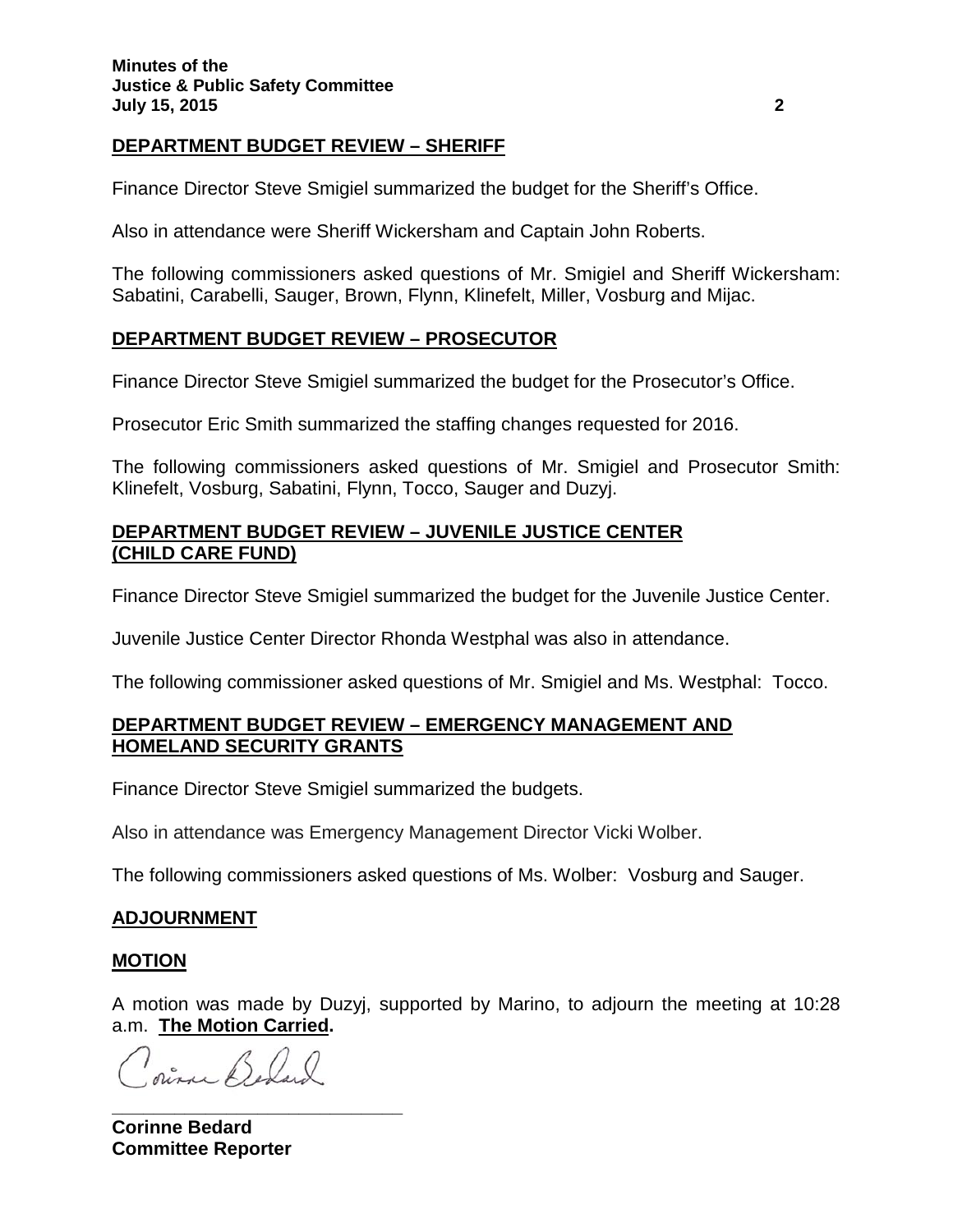## DEPARTMENT BUDGET REVIEW – SHERIFF

Finance Director Steve Smigiel summarized the budget for the Sheriff's Office.

Also in attendance were Sheriff Wickersham and Captain John Roberts.

The following commissioners asked questions of Mr. Smigiel and Sheriff Wickersham: Sabatini, Carabelli, Sauger, Brown, Flynn, Klinefelt, Miller, Vosburg and Mijac.

## DEPARTMENT BUDGET REVIEW – PROSECUTOR

Finance Director Steve Smigiel summarized the budget for the Prosecutor's Office.

Prosecutor Eric Smith summarized the staffing changes requested for 2016.

The following commissioners asked questions of Mr. Smigiel and Prosecutor Smith: Klinefelt, Vosburg, Sabatini, Flynn, Tocco, Sauger and Duzyj.

## DEPARTMENT BUDGET REVIEW – JUVENILE JUSTICE CENTER (CHILD CARE FUND)

Finance Director Steve Smigiel summarized the budget for the Juvenile Justice Center.

Juvenile Justice Center Director Rhonda Westphal was also in attendance.

The following commissioner asked questions of Mr. Smigiel and Ms. Westphal: Tocco.

## DEPARTMENT BUDGET REVIEW – EMERGENCY MANAGEMENT AND HOMELAND SECURITY GRANTS

Finance Director Steve Smigiel summarized the budgets.

Also in attendance was Emergency Management Director Vicki Wolber.

The following commissioners asked questions of Ms. Wolber: Vosburg and Sauger.

## ADJOURNMENT

## MOTION

A motion was made by Duzyj, supported by Marino, to adjourn the meeting at 10:28 a.m. **The Motion Carried.**

**Corinne Bedard**
**Committee Reporter**